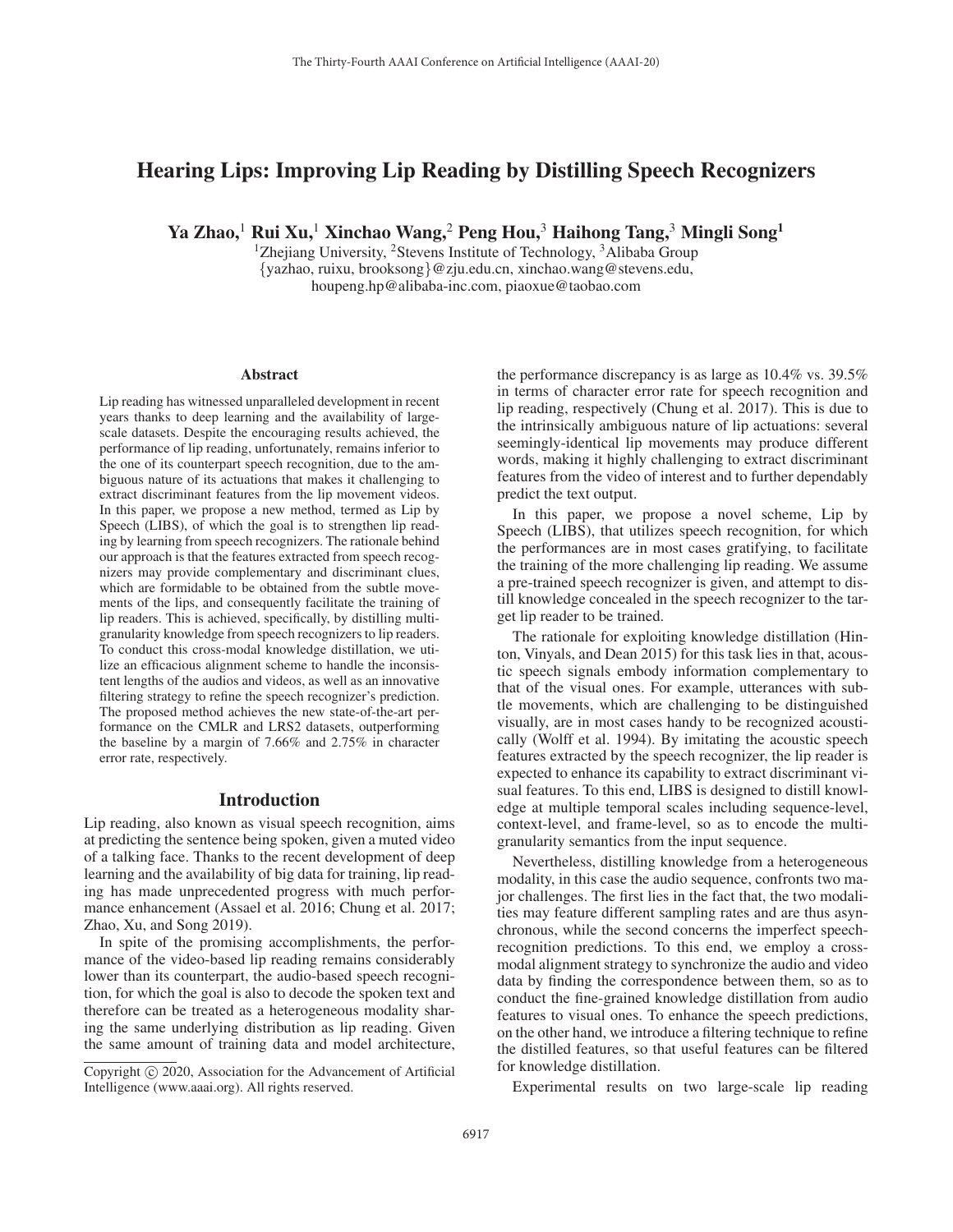# Hearing Lips: Improving Lip Reading by Distilling Speech Recognizers

**Ya Zhao,[1] Rui Xu,[1] Xinchao Wang,[2] Peng Hou,[3] Haihong Tang,[3] Mingli Song[1]**

[1]Zhejiang University, [2]Stevens Institute of Technology, [3]Alibaba Group

{yazhao, ruixu, brooksong}@zju.edu.cn, xinchao.wang@stevens.edu, houpeng.hp@alibaba-inc.com, piaoxue@taobao.com

## Abstract

Lip reading has witnessed unparalleled development in recent years thanks to deep learning and the availability of large-scale datasets. Despite the encouraging results achieved, the performance of lip reading, unfortunately, remains inferior to the one of its counterpart speech recognition, due to the ambiguous nature of its actuations that makes it challenging to extract discriminant features from the lip movement videos. In this paper, we propose a new method, termed as Lip by Speech (LIBS), of which the goal is to strengthen lip reading by learning from speech recognizers. The rationale behind our approach is that the features extracted from speech recognizers may provide complementary and discriminant clues, which are formidable to be obtained from the subtle movements of the lips, and consequently facilitate the training of lip readers. This is achieved, specifically, by distilling multi-granularity knowledge from speech recognizers to lip readers. To conduct this cross-modal knowledge distillation, we utilize an efficacious alignment scheme to handle the inconsistent lengths of the audios and videos, as well as an innovative filtering strategy to refine the speech recognizer's prediction. The proposed method achieves the new state-of-the-art performance on the CMLR and LRS2 datasets, outperforming the baseline by a margin of 7.66% and 2.75% in character error rate, respectively.

## Introduction

Lip reading, also known as visual speech recognition, aims at predicting the sentence being spoken, given a muted video of a talking face. Thanks to the recent development of deep learning and the availability of big data for training, lip reading has made unprecedented progress with much performance enhancement (Assael et al. 2016; Chung et al. 2017; Zhao, Xu, and Song 2019).

In spite of the promising accomplishments, the performance of the video-based lip reading remains considerably lower than its counterpart, the audio-based speech recognition, for which the goal is also to decode the spoken text and therefore can be treated as a heterogeneous modality sharing the same underlying distribution as lip reading. Given the same amount of training data and model architecture, the performance discrepancy is as large as 10.4% vs. 39.5% in terms of character error rate for speech recognition and lip reading, respectively (Chung et al. 2017). This is due to the intrinsically ambiguous nature of lip actuations: several seemingly-identical lip movements may produce different words, making it highly challenging to extract discriminant features from the video of interest and to further dependably predict the text output.

In this paper, we propose a novel scheme, Lip by Speech (LIBS), that utilizes speech recognition, for which the performances are in most cases gratifying, to facilitate the training of the more challenging lip reading. We assume a pre-trained speech recognizer is given, and attempt to distill knowledge concealed in the speech recognizer to the target lip reader to be trained.

The rationale for exploiting knowledge distillation (Hinton, Vinyals, and Dean 2015) for this task lies in that, acoustic speech signals embody information complementary to that of the visual ones. For example, utterances with subtle movements, which are challenging to be distinguished visually, are in most cases handy to be recognized acoustically (Wolff et al. 1994). By imitating the acoustic speech features extracted by the speech recognizer, the lip reader is expected to enhance its capability to extract discriminant visual features. To this end, LIBS is designed to distill knowledge at multiple temporal scales including sequence-level, context-level, and frame-level, so as to encode the multi-granularity semantics from the input sequence.

Nevertheless, distilling knowledge from a heterogeneous modality, in this case the audio sequence, confronts two major challenges. The first lies in the fact that, the two modalities may feature different sampling rates and are thus asynchronous, while the second concerns the imperfect speech-recognition predictions. To this end, we employ a cross-modal alignment strategy to synchronize the audio and video data by finding the correspondence between them, so as to conduct the fine-grained knowledge distillation from audio features to visual ones. To enhance the speech predictions, on the other hand, we introduce a filtering technique to refine the distilled features, so that useful features can be filtered for knowledge distillation.

Experimental results on two large-scale lip reading

Copyright © 2020, Association for the Advancement of Artificial Intelligence (www.aaai.org). All rights reserved.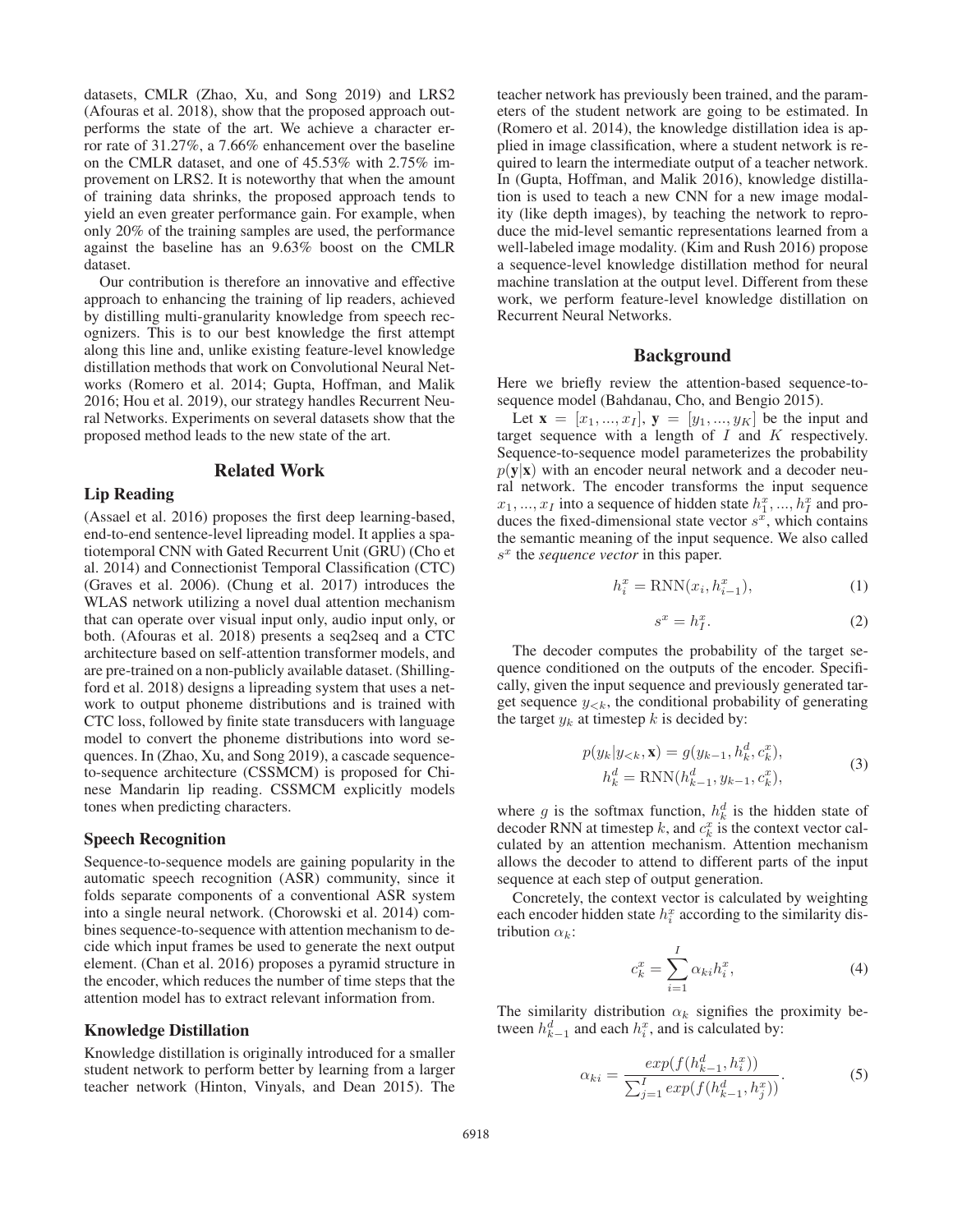datasets, CMLR (Zhao, Xu, and Song 2019) and LRS2 (Afouras et al. 2018), show that the proposed approach outperforms the state of the art. We achieve a character error rate of 31.27%, a 7.66% enhancement over the baseline on the CMLR dataset, and one of 45.53% with 2.75% improvement on LRS2. It is noteworthy that when the amount of training data shrinks, the proposed approach tends to yield an even greater performance gain. For example, when only 20% of the training samples are used, the performance against the baseline has an 9.63% boost on the CMLR dataset.

Our contribution is therefore an innovative and effective approach to enhancing the training of lip readers, achieved by distilling multi-granularity knowledge from speech recognizers. This is to our best knowledge the first attempt along this line and, unlike existing feature-level knowledge distillation methods that work on Convolutional Neural Networks (Romero et al. 2014; Gupta, Hoffman, and Malik 2016; Hou et al. 2019), our strategy handles Recurrent Neural Networks. Experiments on several datasets show that the proposed method leads to the new state of the art.

## Related Work

### Lip Reading

(Assael et al. 2016) proposes the first deep learning-based, end-to-end sentence-level lipreading model. It applies a spatiotemporal CNN with Gated Recurrent Unit (GRU) (Cho et al. 2014) and Connectionist Temporal Classification (CTC) (Graves et al. 2006). (Chung et al. 2017) introduces the WLAS network utilizing a novel dual attention mechanism that can operate over visual input only, audio input only, or both. (Afouras et al. 2018) presents a seq2seq and a CTC architecture based on self-attention transformer models, and are pre-trained on a non-publicly available dataset. (Shillingford et al. 2018) designs a lipreading system that uses a network to output phoneme distributions and is trained with CTC loss, followed by finite state transducers with language model to convert the phoneme distributions into word sequences. In (Zhao, Xu, and Song 2019), a cascade sequence-to-sequence architecture (CSSMCM) is proposed for Chinese Mandarin lip reading. CSSMCM explicitly models tones when predicting characters.

### Speech Recognition

Sequence-to-sequence models are gaining popularity in the automatic speech recognition (ASR) community, since it folds separate components of a conventional ASR system into a single neural network. (Chorowski et al. 2014) combines sequence-to-sequence with attention mechanism to decide which input frames be used to generate the next output element. (Chan et al. 2016) proposes a pyramid structure in the encoder, which reduces the number of time steps that the attention model has to extract relevant information from.

### Knowledge Distillation

Knowledge distillation is originally introduced for a smaller student network to perform better by learning from a larger teacher network (Hinton, Vinyals, and Dean 2015). The teacher network has previously been trained, and the parameters of the student network are going to be estimated. In (Romero et al. 2014), the knowledge distillation idea is applied in image classification, where a student network is required to learn the intermediate output of a teacher network. In (Gupta, Hoffman, and Malik 2016), knowledge distillation is used to teach a new CNN for a new image modality (like depth images), by teaching the network to reproduce the mid-level semantic representations learned from a well-labeled image modality. (Kim and Rush 2016) propose a sequence-level knowledge distillation method for neural machine translation at the output level. Different from these work, we perform feature-level knowledge distillation on Recurrent Neural Networks.

## Background

Here we briefly review the attention-based sequence-to-sequence model (Bahdanau, Cho, and Bengio 2015).

Let $\mathbf{x} = [x_1, ..., x_I]$, $\mathbf{y} = [y_1, ..., y_K]$ be the input and target sequence with a length of $I$ and $K$ respectively. Sequence-to-sequence model parameterizes the probability $p(\mathbf{y}|\mathbf{x})$ with an encoder neural network and a decoder neural network. The encoder transforms the input sequence $x_1, ..., x_I$ into a sequence of hidden state $h_1^x, ..., h_I^x$ and produces the fixed-dimensional state vector $s^x$, which contains the semantic meaning of the input sequence. We also called $s^x$ the *sequence vector* in this paper.

$$h_i^x = \text{RNN}(x_i, h_{i-1}^x), \tag{1}$$

$$s^x = h_I^x. \tag{2}$$

The decoder computes the probability of the target sequence conditioned on the outputs of the encoder. Specifically, given the input sequence and previously generated target sequence $y_{<k}$, the conditional probability of generating the target $y_k$ at timestep $k$ is decided by:

$$\begin{aligned} p(y_k|y_{<k}, \mathbf{x}) &= g(y_{k-1}, h_k^d, c_k^x), \\ h_k^d &= \text{RNN}(h_{k-1}^d, y_{k-1}, c_k^x), \end{aligned} \tag{3}$$

where $g$ is the softmax function, $h_k^d$ is the hidden state of decoder RNN at timestep $k$, and $c_k^x$ is the context vector calculated by an attention mechanism. Attention mechanism allows the decoder to attend to different parts of the input sequence at each step of output generation.

Concretely, the context vector is calculated by weighting each encoder hidden state $h_i^x$ according to the similarity distribution $\alpha_k$:

$$c_k^x = \sum_{i=1}^{I} \alpha_{ki} h_i^x, \tag{4}$$

The similarity distribution $\alpha_k$ signifies the proximity between $h_{k-1}^d$ and each $h_i^x$, and is calculated by:

$$\alpha_{ki} = \frac{exp(f(h_{k-1}^d, h_i^x))}{\sum_{j=1}^{I} exp(f(h_{k-1}^d, h_j^x))}. \tag{5}$$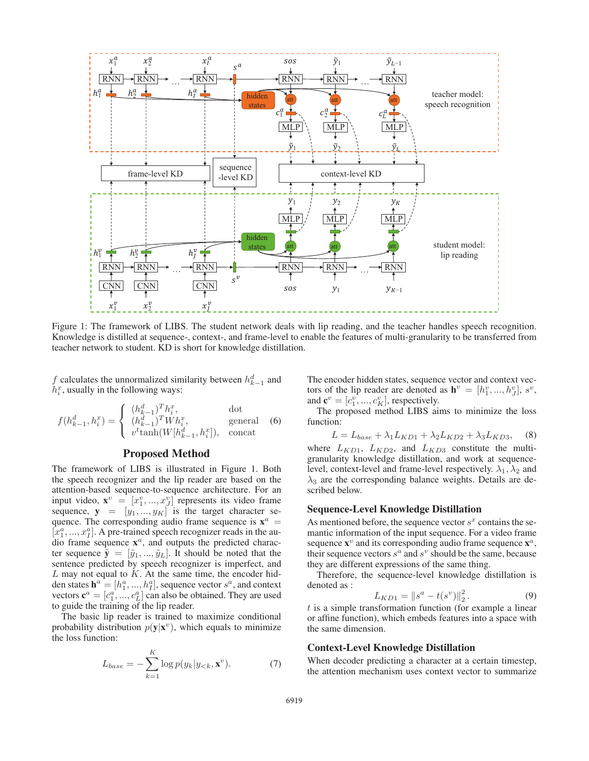Figure 1: The framework of LIBS. The student network deals with lip reading, and the teacher handles speech recognition. Knowledge is distilled at sequence-, context-, and frame-level to enable the features of multi-granularity to be transferred from teacher network to student. KD is short for knowledge distillation.

$f$ calculates the unnormalized similarity between $h^d_{k-1}$ and $h^x_i$, usually in the following ways:

$$f(h^d_{k-1}, h^x_i) = \begin{cases} (h^d_{k-1})^T h^x_i, & \text{dot} \\ (h^d_{k-1})^T W h^x_i, & \text{general} \\ v^t \tanh(W[h^d_{k-1}, h^x_i]), & \text{concat} \end{cases} \quad (6)$$

## Proposed Method

The framework of LIBS is illustrated in Figure 1. Both the speech recognizer and the lip reader are based on the attention-based sequence-to-sequence architecture. For an input video, $\mathbf{x}^v = [x^v_1, ..., x^v_J]$ represents its video frame sequence, $\mathbf{y} = [y_1, ..., y_K]$ is the target character sequence. The corresponding audio frame sequence is $\mathbf{x}^a = [x^a_1, ..., x^a_I]$. A pre-trained speech recognizer reads in the audio frame sequence $\mathbf{x}^a$, and outputs the predicted character sequence $\tilde{\mathbf{y}} = [\tilde{y}_1, ..., \tilde{y}_L]$. It should be noted that the sentence predicted by speech recognizer is imperfect, and $L$ may not equal to $K$. At the same time, the encoder hidden states $\mathbf{h}^a = [h^a_1, ..., h^a_I]$, sequence vector $s^a$, and context vectors $\mathbf{c}^a = [c^a_1, ..., c^a_L]$ can also be obtained. They are used to guide the training of the lip reader.

The basic lip reader is trained to maximize conditional probability distribution $p(\mathbf{y}|\mathbf{x}^v)$, which equals to minimize the loss function:

$$L_{base} = -\sum_{k=1}^{K} \log p(y_k | y_{<k}, \mathbf{x}^v). \quad (7)$$

The encoder hidden states, sequence vector and context vectors of the lip reader are denoted as $\mathbf{h}^v = [h^v_1, ..., h^v_J]$, $s^v$, and $\mathbf{c}^v = [c^v_1, ..., c^v_K]$, respectively.

The proposed method LIBS aims to minimize the loss function:

$$L = L_{base} + \lambda_1 L_{KD1} + \lambda_2 L_{KD2} + \lambda_3 L_{KD3}, \quad (8)$$

where $L_{KD1}$, $L_{KD2}$, and $L_{KD3}$ constitute the multi-granularity knowledge distillation, and work at sequence-level, context-level and frame-level respectively. $\lambda_1$, $\lambda_2$ and $\lambda_3$ are the corresponding balance weights. Details are described below.

### Sequence-Level Knowledge Distillation

As mentioned before, the sequence vector $s^x$ contains the semantic information of the input sequence. For a video frame sequence $\mathbf{x}^v$ and its corresponding audio frame sequence $\mathbf{x}^a$, their sequence vectors $s^a$ and $s^v$ should be the same, because they are different expressions of the same thing.

Therefore, the sequence-level knowledge distillation is denoted as :

$$L_{KD1} = \|s^a - t(s^v)\|^2_2. \quad (9)$$

$t$ is a simple transformation function (for example a linear or affine function), which embeds features into a space with the same dimension.

### Context-Level Knowledge Distillation

When decoder predicting a character at a certain timestep, the attention mechanism uses context vector to summarize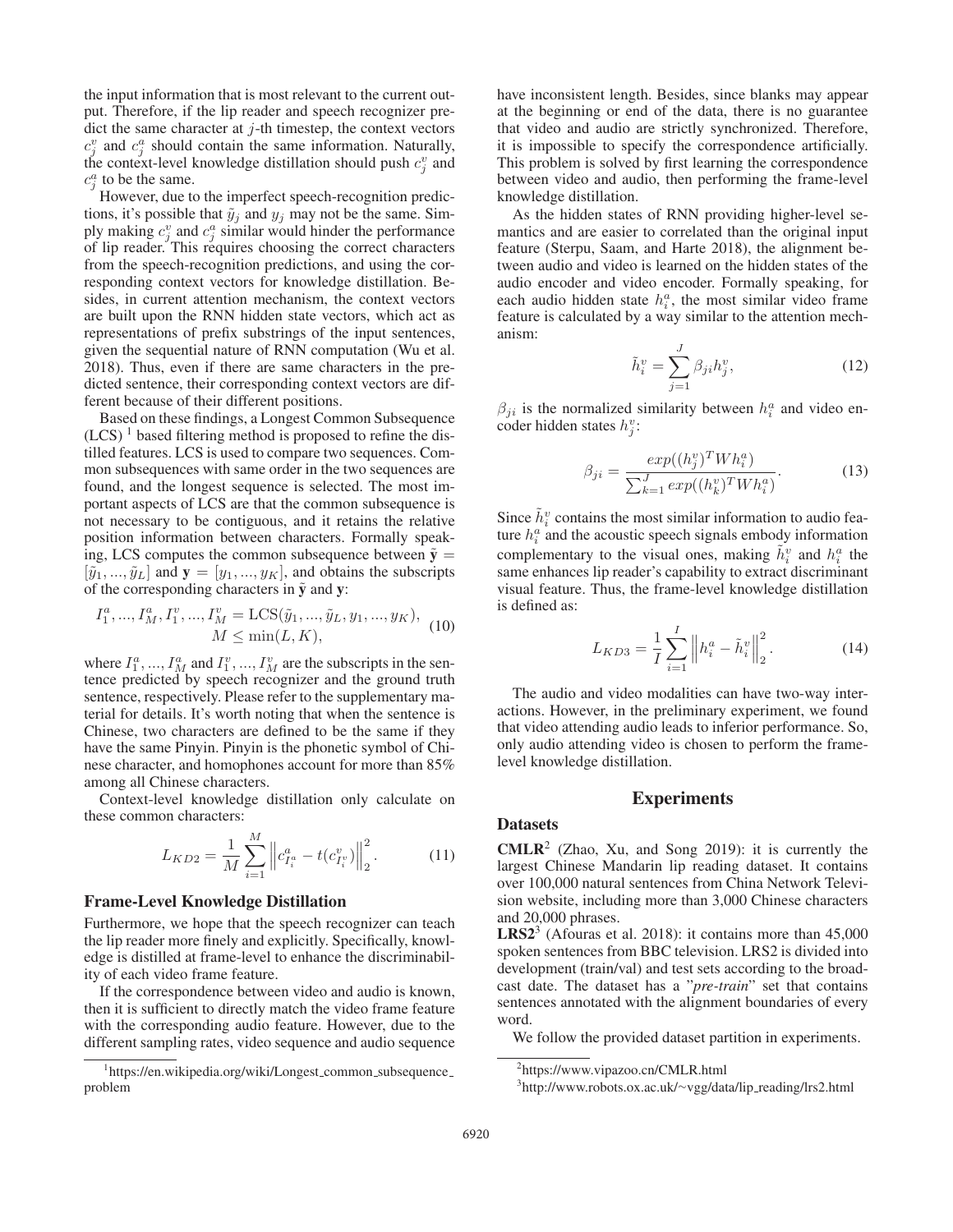the input information that is most relevant to the current output. Therefore, if the lip reader and speech recognizer predict the same character at $j$-th timestep, the context vectors $c^v_j$ and $c^a_j$ should contain the same information. Naturally, the context-level knowledge distillation should push $c^v_j$ and $c^a_j$ to be the same.

However, due to the imperfect speech-recognition predictions, it's possible that $\tilde{y}_j$ and $y_j$ may not be the same. Simply making $c^v_j$ and $c^a_j$ similar would hinder the performance of lip reader. This requires choosing the correct characters from the speech-recognition predictions, and using the corresponding context vectors for knowledge distillation. Besides, in current attention mechanism, the context vectors are built upon the RNN hidden state vectors, which act as representations of prefix substrings of the input sentences, given the sequential nature of RNN computation (Wu et al. 2018). Thus, even if there are same characters in the predicted sentence, their corresponding context vectors are different because of their different positions.

Based on these findings, a Longest Common Subsequence (LCS) [1] based filtering method is proposed to refine the distilled features. LCS is used to compare two sequences. Common subsequences with same order in the two sequences are found, and the longest sequence is selected. The most important aspects of LCS are that the common subsequence is not necessary to be contiguous, and it retains the relative position information between characters. Formally speaking, LCS computes the common subsequence between $\tilde{\mathbf{y}} = [\tilde{y}_1, ..., \tilde{y}_L]$ and $\mathbf{y} = [y_1, ..., y_K]$, and obtains the subscripts of the corresponding characters in $\tilde{\mathbf{y}}$ and $\mathbf{y}$:

$$I^a_1, ..., I^a_M, I^v_1, ..., I^v_M = \mathrm{LCS}(\tilde{y}_1, ..., \tilde{y}_L, y_1, ..., y_K), \quad M \leq \min(L, K), \tag{10}$$

where $I^a_1, ..., I^a_M$ and $I^v_1, ..., I^v_M$ are the subscripts in the sentence predicted by speech recognizer and the ground truth sentence, respectively. Please refer to the supplementary material for details. It's worth noting that when the sentence is Chinese, two characters are defined to be the same if they have the same Pinyin. Pinyin is the phonetic symbol of Chinese character, and homophones account for more than 85% among all Chinese characters.

Context-level knowledge distillation only calculate on these common characters:

$$L_{KD2} = \frac{1}{M} \sum_{i=1}^{M} \left\| c^a_{I^a_i} - t(c^v_{I^v_i}) \right\|_2^2. \tag{11}$$

### Frame-Level Knowledge Distillation

Furthermore, we hope that the speech recognizer can teach the lip reader more finely and explicitly. Specifically, knowledge is distilled at frame-level to enhance the discriminability of each video frame feature.

If the correspondence between video and audio is known, then it is sufficient to directly match the video frame feature with the corresponding audio feature. However, due to the different sampling rates, video sequence and audio sequence have inconsistent length. Besides, since blanks may appear at the beginning or end of the data, there is no guarantee that video and audio are strictly synchronized. Therefore, it is impossible to specify the correspondence artificially. This problem is solved by first learning the correspondence between video and audio, then performing the frame-level knowledge distillation.

As the hidden states of RNN providing higher-level semantics and are easier to correlated than the original input feature (Sterpu, Saam, and Harte 2018), the alignment between audio and video is learned on the hidden states of the audio encoder and video encoder. Formally speaking, for each audio hidden state $h^a_i$, the most similar video frame feature is calculated by a way similar to the attention mechanism:

$$\tilde{h}^v_i = \sum_{j=1}^{J} \beta_{ji} h^v_j, \tag{12}$$

$\beta_{ji}$ is the normalized similarity between $h^a_i$ and video encoder hidden states $h^v_j$:

$$\beta_{ji} = \frac{exp((h^v_j)^T W h^a_i)}{\sum_{k=1}^{J} exp((h^v_k)^T W h^a_i)}. \tag{13}$$

Since $\tilde{h}^v_i$ contains the most similar information to audio feature $h^a_i$ and the acoustic speech signals embody information complementary to the visual ones, making $\tilde{h}^v_i$ and $h^a_i$ the same enhances lip reader's capability to extract discriminant visual feature. Thus, the frame-level knowledge distillation is defined as:

$$L_{KD3} = \frac{1}{I} \sum_{i=1}^{I} \left\| h^a_i - \tilde{h}^v_i \right\|_2^2. \tag{14}$$

The audio and video modalities can have two-way interactions. However, in the preliminary experiment, we found that video attending audio leads to inferior performance. So, only audio attending video is chosen to perform the frame-level knowledge distillation.

## Experiments

### Datasets

**CMLR**[2] (Zhao, Xu, and Song 2019): it is currently the largest Chinese Mandarin lip reading dataset. It contains over 100,000 natural sentences from China Network Television website, including more than 3,000 Chinese characters and 20,000 phrases.

**LRS2**[3] (Afouras et al. 2018): it contains more than 45,000 spoken sentences from BBC television. LRS2 is divided into development (train/val) and test sets according to the broadcast date. The dataset has a "*pre-train*" set that contains sentences annotated with the alignment boundaries of every word.

We follow the provided dataset partition in experiments.

[1] https://en.wikipedia.org/wiki/Longest_common_subsequence_problem

[2] https://www.vipazoo.cn/CMLR.html

[3] http://www.robots.ox.ac.uk/~vgg/data/lip_reading/lrs2.html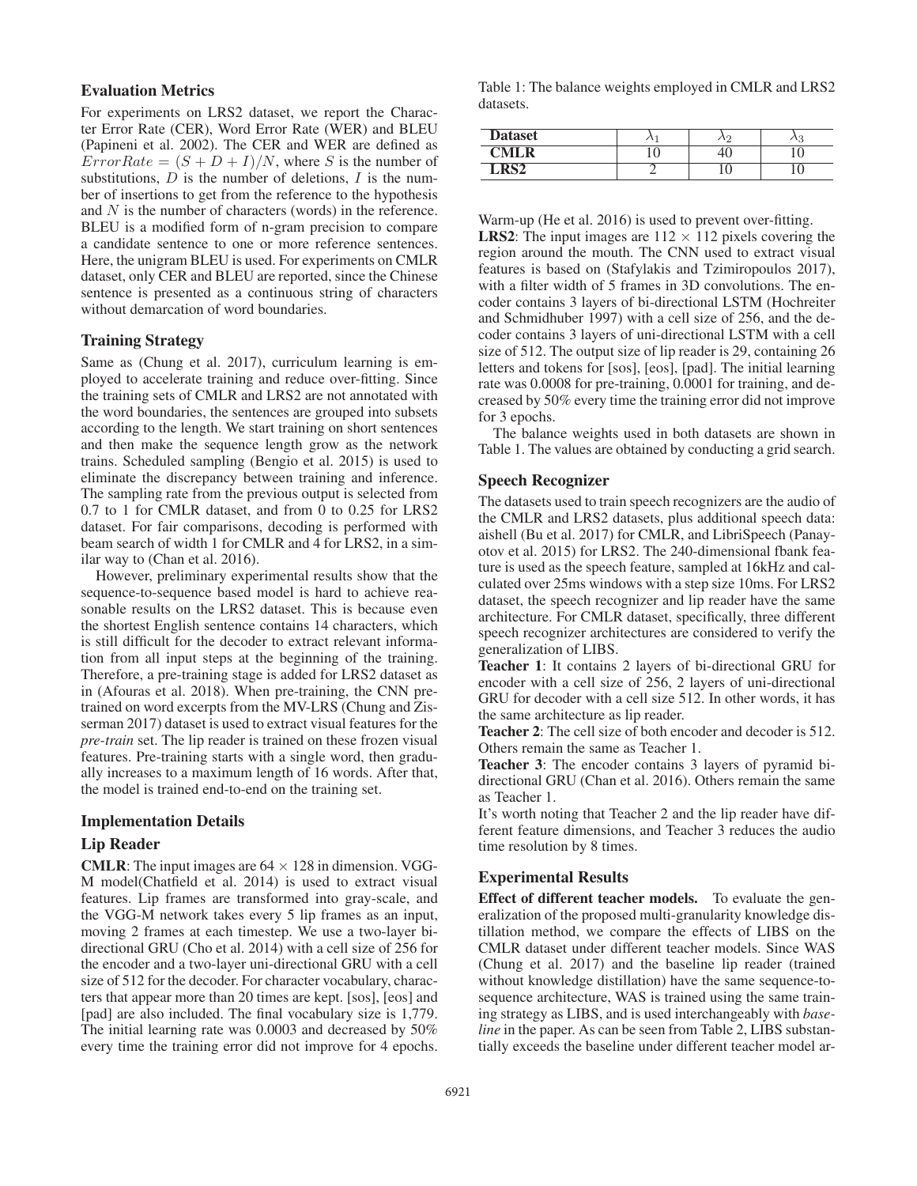## Evaluation Metrics

For experiments on LRS2 dataset, we report the Character Error Rate (CER), Word Error Rate (WER) and BLEU (Papineni et al. 2002). The CER and WER are defined as $ErrorRate = (S + D + I)/N$, where $S$ is the number of substitutions, $D$ is the number of deletions, $I$ is the number of insertions to get from the reference to the hypothesis and $N$ is the number of characters (words) in the reference. BLEU is a modified form of n-gram precision to compare a candidate sentence to one or more reference sentences. Here, the unigram BLEU is used. For experiments on CMLR dataset, only CER and BLEU are reported, since the Chinese sentence is presented as a continuous string of characters without demarcation of word boundaries.

## Training Strategy

Same as (Chung et al. 2017), curriculum learning is employed to accelerate training and reduce over-fitting. Since the training sets of CMLR and LRS2 are not annotated with the word boundaries, the sentences are grouped into subsets according to the length. We start training on short sentences and then make the sequence length grow as the network trains. Scheduled sampling (Bengio et al. 2015) is used to eliminate the discrepancy between training and inference. The sampling rate from the previous output is selected from 0.7 to 1 for CMLR dataset, and from 0 to 0.25 for LRS2 dataset. For fair comparisons, decoding is performed with beam search of width 1 for CMLR and 4 for LRS2, in a similar way to (Chan et al. 2016).

However, preliminary experimental results show that the sequence-to-sequence based model is hard to achieve reasonable results on the LRS2 dataset. This is because even the shortest English sentence contains 14 characters, which is still difficult for the decoder to extract relevant information from all input steps at the beginning of the training. Therefore, a pre-training stage is added for LRS2 dataset as in (Afouras et al. 2018). When pre-training, the CNN pretrained on word excerpts from the MV-LRS (Chung and Zisserman 2017) dataset is used to extract visual features for the *pre-train* set. The lip reader is trained on these frozen visual features. Pre-training starts with a single word, then gradually increases to a maximum length of 16 words. After that, the model is trained end-to-end on the training set.

## Implementation Details

### Lip Reader

**CMLR**: The input images are $64 \times 128$ in dimension. VGG-M model(Chatfield et al. 2014) is used to extract visual features. Lip frames are transformed into gray-scale, and the VGG-M network takes every 5 lip frames as an input, moving 2 frames at each timestep. We use a two-layer bi-directional GRU (Cho et al. 2014) with a cell size of 256 for the encoder and a two-layer uni-directional GRU with a cell size of 512 for the decoder. For character vocabulary, characters that appear more than 20 times are kept. [sos], [eos] and [pad] are also included. The final vocabulary size is 1,779. The initial learning rate was 0.0003 and decreased by 50% every time the training error did not improve for 4 epochs. Warm-up (He et al. 2016) is used to prevent over-fitting.

**LRS2**: The input images are $112 \times 112$ pixels covering the region around the mouth. The CNN used to extract visual features is based on (Stafylakis and Tzimiropoulos 2017), with a filter width of 5 frames in 3D convolutions. The encoder contains 3 layers of bi-directional LSTM (Hochreiter and Schmidhuber 1997) with a cell size of 256, and the decoder contains 3 layers of uni-directional LSTM with a cell size of 512. The output size of lip reader is 29, containing 26 letters and tokens for [sos], [eos], [pad]. The initial learning rate was 0.0008 for pre-training, 0.0001 for training, and decreased by 50% every time the training error did not improve for 3 epochs.

The balance weights used in both datasets are shown in Table 1. The values are obtained by conducting a grid search.

Table 1: The balance weights employed in CMLR and LRS2 datasets.

| Dataset | $\lambda_1$ | $\lambda_2$ | $\lambda_3$ |
|---|---|---|---|
| **CMLR** | 10 | 40 | 10 |
| **LRS2** | 2 | 10 | 10 |

### Speech Recognizer

The datasets used to train speech recognizers are the audio of the CMLR and LRS2 datasets, plus additional speech data: aishell (Bu et al. 2017) for CMLR, and LibriSpeech (Panayotov et al. 2015) for LRS2. The 240-dimensional fbank feature is used as the speech feature, sampled at 16kHz and calculated over 25ms windows with a step size 10ms. For LRS2 dataset, the speech recognizer and lip reader have the same architecture. For CMLR dataset, specifically, three different speech recognizer architectures are considered to verify the generalization of LIBS.

**Teacher 1**: It contains 2 layers of bi-directional GRU for encoder with a cell size of 256, 2 layers of uni-directional GRU for decoder with a cell size 512. In other words, it has the same architecture as lip reader.

**Teacher 2**: The cell size of both encoder and decoder is 512. Others remain the same as Teacher 1.

**Teacher 3**: The encoder contains 3 layers of pyramid bi-directional GRU (Chan et al. 2016). Others remain the same as Teacher 1.

It's worth noting that Teacher 2 and the lip reader have different feature dimensions, and Teacher 3 reduces the audio time resolution by 8 times.

## Experimental Results

**Effect of different teacher models.** To evaluate the generalization of the proposed multi-granularity knowledge distillation method, we compare the effects of LIBS on the CMLR dataset under different teacher models. Since WAS (Chung et al. 2017) and the baseline lip reader (trained without knowledge distillation) have the same sequence-to-sequence architecture, WAS is trained using the same training strategy as LIBS, and is used interchangeably with *baseline* in the paper. As can be seen from Table 2, LIBS substantially exceeds the baseline under different teacher model ar-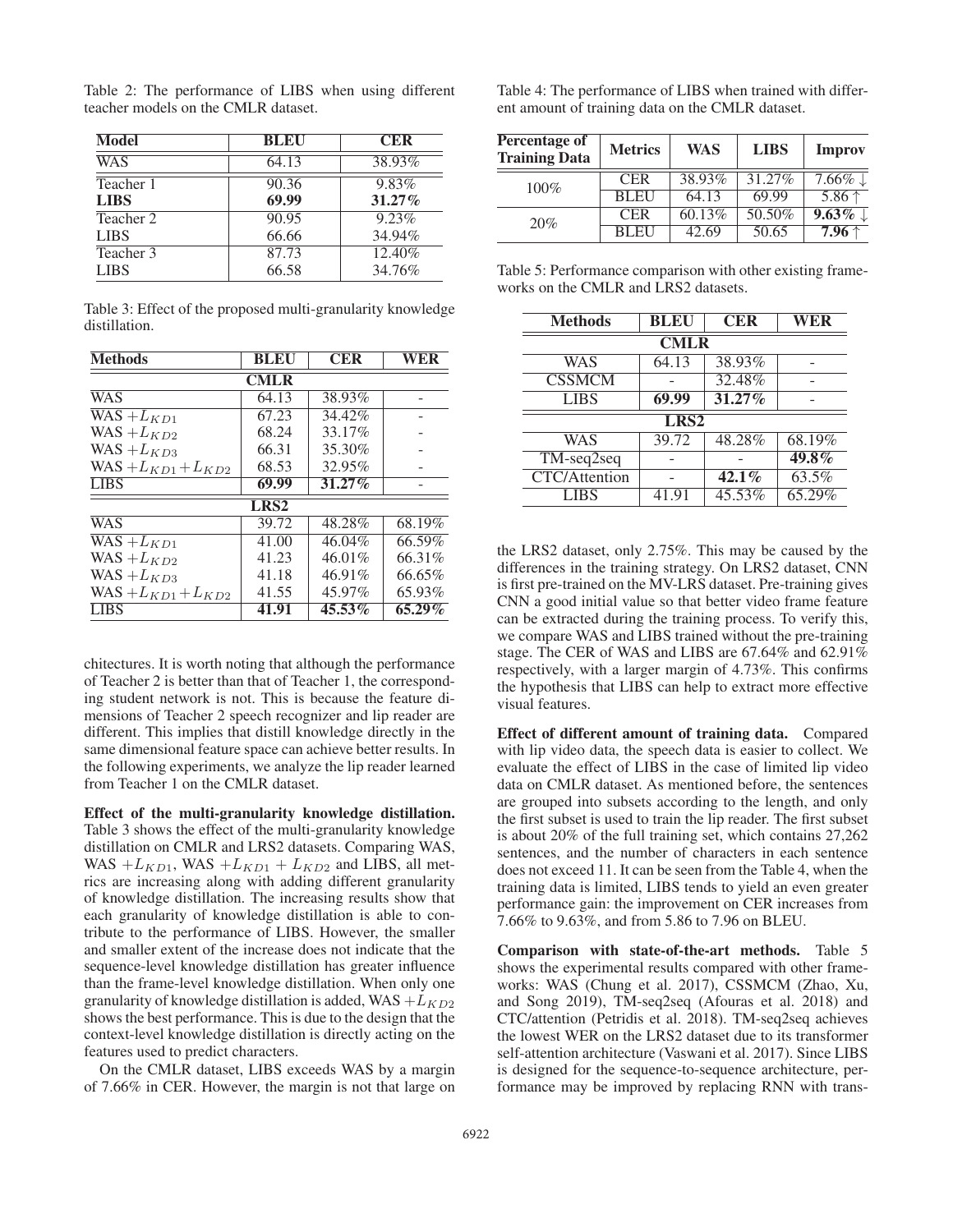Table 2: The performance of LIBS when using different teacher models on the CMLR dataset.

| Model | BLEU | CER |
|---|---|---|
| WAS | 64.13 | 38.93% |
| Teacher 1 | 90.36 | 9.83% |
| **LIBS** | **69.99** | **31.27%** |
| Teacher 2 | 90.95 | 9.23% |
| LIBS | 66.66 | 34.94% |
| Teacher 3 | 87.73 | 12.40% |
| LIBS | 66.58 | 34.76% |

Table 3: Effect of the proposed multi-granularity knowledge distillation.

| Methods | BLEU | CER | WER |
|---|---|---|---|
| **CMLR** | | | |
| WAS | 64.13 | 38.93% | - |
| WAS $+L_{KD1}$ | 67.23 | 34.42% | - |
| WAS $+L_{KD2}$ | 68.24 | 33.17% | - |
| WAS $+L_{KD3}$ | 66.31 | 35.30% | - |
| WAS $+L_{KD1}+L_{KD2}$ | 68.53 | 32.95% | - |
| LIBS | **69.99** | **31.27%** | - |
| **LRS2** | | | |
| WAS | 39.72 | 48.28% | 68.19% |
| WAS $+L_{KD1}$ | 41.00 | 46.04% | 66.59% |
| WAS $+L_{KD2}$ | 41.23 | 46.01% | 66.31% |
| WAS $+L_{KD3}$ | 41.18 | 46.91% | 66.65% |
| WAS $+L_{KD1}+L_{KD2}$ | 41.55 | 45.97% | 65.93% |
| LIBS | **41.91** | **45.53%** | **65.29%** |

chitectures. It is worth noting that although the performance of Teacher 2 is better than that of Teacher 1, the corresponding student network is not. This is because the feature dimensions of Teacher 2 speech recognizer and lip reader are different. This implies that distill knowledge directly in the same dimensional feature space can achieve better results. In the following experiments, we analyze the lip reader learned from Teacher 1 on the CMLR dataset.

**Effect of the multi-granularity knowledge distillation.** Table 3 shows the effect of the multi-granularity knowledge distillation on CMLR and LRS2 datasets. Comparing WAS, WAS $+L_{KD1}$, WAS $+L_{KD1}+L_{KD2}$ and LIBS, all metrics are increasing along with adding different granularity of knowledge distillation. The increasing results show that each granularity of knowledge distillation is able to contribute to the performance of LIBS. However, the smaller and smaller extent of the increase does not indicate that the sequence-level knowledge distillation has greater influence than the frame-level knowledge distillation. When only one granularity of knowledge distillation is added, WAS $+L_{KD2}$ shows the best performance. This is due to the design that the context-level knowledge distillation is directly acting on the features used to predict characters.

On the CMLR dataset, LIBS exceeds WAS by a margin of 7.66% in CER. However, the margin is not that large on the LRS2 dataset, only 2.75%. This may be caused by the differences in the training strategy. On LRS2 dataset, CNN is first pre-trained on the MV-LRS dataset. Pre-training gives CNN a good initial value so that better video frame feature can be extracted during the training process. To verify this, we compare WAS and LIBS trained without the pre-training stage. The CER of WAS and LIBS are 67.64% and 62.91% respectively, with a larger margin of 4.73%. This confirms the hypothesis that LIBS can help to extract more effective visual features.

Table 4: The performance of LIBS when trained with different amount of training data on the CMLR dataset.

| Percentage of Training Data | Metrics | WAS | LIBS | Improv |
|---|---|---|---|---|
| 100% | CER | 38.93% | 31.27% | 7.66% ↓ |
| | BLEU | 64.13 | 69.99 | 5.86 ↑ |
| 20% | CER | 60.13% | 50.50% | **9.63%** ↓ |
| | BLEU | 42.69 | 50.65 | **7.96** ↑ |

Table 5: Performance comparison with other existing frameworks on the CMLR and LRS2 datasets.

| Methods | BLEU | CER | WER |
|---|---|---|---|
| **CMLR** | | | |
| WAS | 64.13 | 38.93% | - |
| CSSMCM | - | 32.48% | - |
| LIBS | **69.99** | **31.27%** | - |
| **LRS2** | | | |
| WAS | 39.72 | 48.28% | 68.19% |
| TM-seq2seq | - | - | **49.8%** |
| CTC/Attention | - | **42.1%** | 63.5% |
| LIBS | 41.91 | 45.53% | 65.29% |

**Effect of different amount of training data.** Compared with lip video data, the speech data is easier to collect. We evaluate the effect of LIBS in the case of limited lip video data on CMLR dataset. As mentioned before, the sentences are grouped into subsets according to the length, and only the first subset is used to train the lip reader. The first subset is about 20% of the full training set, which contains 27,262 sentences, and the number of characters in each sentence does not exceed 11. It can be seen from the Table 4, when the training data is limited, LIBS tends to yield an even greater performance gain: the improvement on CER increases from 7.66% to 9.63%, and from 5.86 to 7.96 on BLEU.

**Comparison with state-of-the-art methods.** Table 5 shows the experimental results compared with other frameworks: WAS (Chung et al. 2017), CSSMCM (Zhao, Xu, and Song 2019), TM-seq2seq (Afouras et al. 2018) and CTC/attention (Petridis et al. 2018). TM-seq2seq achieves the lowest WER on the LRS2 dataset due to its transformer self-attention architecture (Vaswani et al. 2017). Since LIBS is designed for the sequence-to-sequence architecture, performance may be improved by replacing RNN with trans-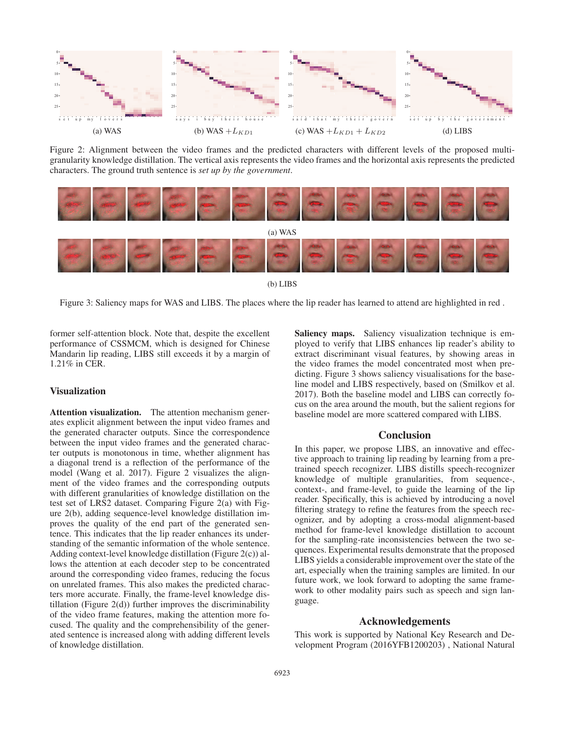(a) WAS

(b) WAS $+L_{KD1}$

(c) WAS $+L_{KD1}+L_{KD2}$

(d) LIBS

Figure 2: Alignment between the video frames and the predicted characters with different levels of the proposed multi-granularity knowledge distillation. The vertical axis represents the video frames and the horizontal axis represents the predicted characters. The ground truth sentence is *set up by the government*.

(a) WAS

(b) LIBS

Figure 3: Saliency maps for WAS and LIBS. The places where the lip reader has learned to attend are highlighted in red .

former self-attention block. Note that, despite the excellent performance of CSSMCM, which is designed for Chinese Mandarin lip reading, LIBS still exceeds it by a margin of 1.21% in CER.

## Visualization

**Attention visualization.** The attention mechanism generates explicit alignment between the input video frames and the generated character outputs. Since the correspondence between the input video frames and the generated character outputs is monotonous in time, whether alignment has a diagonal trend is a reflection of the performance of the model (Wang et al. 2017). Figure 2 visualizes the alignment of the video frames and the corresponding outputs with different granularities of knowledge distillation on the test set of LRS2 dataset. Comparing Figure 2(a) with Figure 2(b), adding sequence-level knowledge distillation improves the quality of the end part of the generated sentence. This indicates that the lip reader enhances its understanding of the semantic information of the whole sentence. Adding context-level knowledge distillation (Figure 2(c)) allows the attention at each decoder step to be concentrated around the corresponding video frames, reducing the focus on unrelated frames. This also makes the predicted characters more accurate. Finally, the frame-level knowledge distillation (Figure 2(d)) further improves the discriminability of the video frame features, making the attention more focused. The quality and the comprehensibility of the generated sentence is increased along with adding different levels of knowledge distillation.

**Saliency maps.** Saliency visualization technique is employed to verify that LIBS enhances lip reader's ability to extract discriminant visual features, by showing areas in the video frames the model concentrated most when predicting. Figure 3 shows saliency visualisations for the baseline model and LIBS respectively, based on (Smilkov et al. 2017). Both the baseline model and LIBS can correctly focus on the area around the mouth, but the salient regions for baseline model are more scattered compared with LIBS.

## Conclusion

In this paper, we propose LIBS, an innovative and effective approach to training lip reading by learning from a pre-trained speech recognizer. LIBS distills speech-recognizer knowledge of multiple granularities, from sequence-, context-, and frame-level, to guide the learning of the lip reader. Specifically, this is achieved by introducing a novel filtering strategy to refine the features from the speech recognizer, and by adopting a cross-modal alignment-based method for frame-level knowledge distillation to account for the sampling-rate inconsistencies between the two sequences. Experimental results demonstrate that the proposed LIBS yields a considerable improvement over the state of the art, especially when the training samples are limited. In our future work, we look forward to adopting the same framework to other modality pairs such as speech and sign language.

## Acknowledgements

This work is supported by National Key Research and Development Program (2016YFB1200203) , National Natural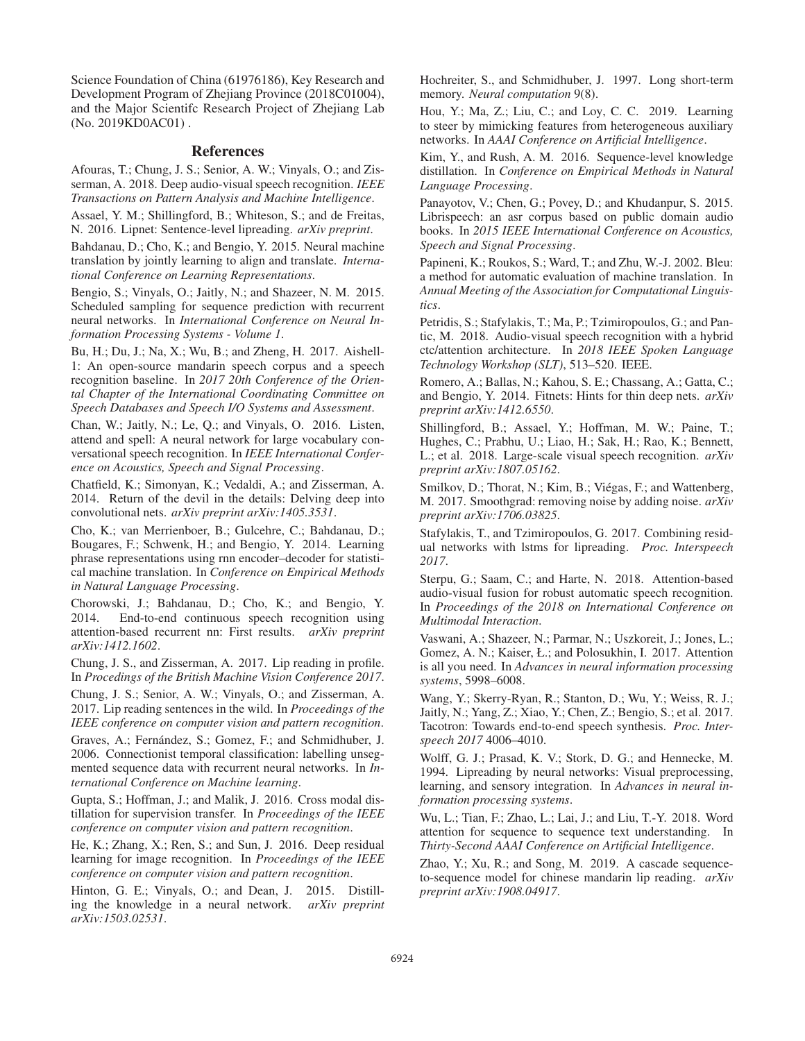Science Foundation of China (61976186), Key Research and Development Program of Zhejiang Province (2018C01004), and the Major Scientifc Research Project of Zhejiang Lab (No. 2019KD0AC01) .

## References

Afouras, T.; Chung, J. S.; Senior, A. W.; Vinyals, O.; and Zisserman, A. 2018. Deep audio-visual speech recognition. *IEEE Transactions on Pattern Analysis and Machine Intelligence*.

Assael, Y. M.; Shillingford, B.; Whiteson, S.; and de Freitas, N. 2016. Lipnet: Sentence-level lipreading. *arXiv preprint*.

Bahdanau, D.; Cho, K.; and Bengio, Y. 2015. Neural machine translation by jointly learning to align and translate. *International Conference on Learning Representations*.

Bengio, S.; Vinyals, O.; Jaitly, N.; and Shazeer, N. M. 2015. Scheduled sampling for sequence prediction with recurrent neural networks. In *International Conference on Neural Information Processing Systems - Volume 1*.

Bu, H.; Du, J.; Na, X.; Wu, B.; and Zheng, H. 2017. Aishell-1: An open-source mandarin speech corpus and a speech recognition baseline. In *2017 20th Conference of the Oriental Chapter of the International Coordinating Committee on Speech Databases and Speech I/O Systems and Assessment*.

Chan, W.; Jaitly, N.; Le, Q.; and Vinyals, O. 2016. Listen, attend and spell: A neural network for large vocabulary conversational speech recognition. In *IEEE International Conference on Acoustics, Speech and Signal Processing*.

Chatfield, K.; Simonyan, K.; Vedaldi, A.; and Zisserman, A. 2014. Return of the devil in the details: Delving deep into convolutional nets. *arXiv preprint arXiv:1405.3531*.

Cho, K.; van Merrienboer, B.; Gulcehre, C.; Bahdanau, D.; Bougares, F.; Schwenk, H.; and Bengio, Y. 2014. Learning phrase representations using rnn encoder–decoder for statistical machine translation. In *Conference on Empirical Methods in Natural Language Processing*.

Chorowski, J.; Bahdanau, D.; Cho, K.; and Bengio, Y. 2014. End-to-end continuous speech recognition using attention-based recurrent nn: First results. *arXiv preprint arXiv:1412.1602*.

Chung, J. S., and Zisserman, A. 2017. Lip reading in profile. In *Procedings of the British Machine Vision Conference 2017*.

Chung, J. S.; Senior, A. W.; Vinyals, O.; and Zisserman, A. 2017. Lip reading sentences in the wild. In *Proceedings of the IEEE conference on computer vision and pattern recognition*.

Graves, A.; Fernández, S.; Gomez, F.; and Schmidhuber, J. 2006. Connectionist temporal classification: labelling unsegmented sequence data with recurrent neural networks. In *International Conference on Machine learning*.

Gupta, S.; Hoffman, J.; and Malik, J. 2016. Cross modal distillation for supervision transfer. In *Proceedings of the IEEE conference on computer vision and pattern recognition*.

He, K.; Zhang, X.; Ren, S.; and Sun, J. 2016. Deep residual learning for image recognition. In *Proceedings of the IEEE conference on computer vision and pattern recognition*.

Hinton, G. E.; Vinyals, O.; and Dean, J. 2015. Distilling the knowledge in a neural network. *arXiv preprint arXiv:1503.02531*.

Hochreiter, S., and Schmidhuber, J. 1997. Long short-term memory. *Neural computation* 9(8).

Hou, Y.; Ma, Z.; Liu, C.; and Loy, C. C. 2019. Learning to steer by mimicking features from heterogeneous auxiliary networks. In *AAAI Conference on Artificial Intelligence*.

Kim, Y., and Rush, A. M. 2016. Sequence-level knowledge distillation. In *Conference on Empirical Methods in Natural Language Processing*.

Panayotov, V.; Chen, G.; Povey, D.; and Khudanpur, S. 2015. Librispeech: an asr corpus based on public domain audio books. In *2015 IEEE International Conference on Acoustics, Speech and Signal Processing*.

Papineni, K.; Roukos, S.; Ward, T.; and Zhu, W.-J. 2002. Bleu: a method for automatic evaluation of machine translation. In *Annual Meeting of the Association for Computational Linguistics*.

Petridis, S.; Stafylakis, T.; Ma, P.; Tzimiropoulos, G.; and Pantic, M. 2018. Audio-visual speech recognition with a hybrid ctc/attention architecture. In *2018 IEEE Spoken Language Technology Workshop (SLT)*, 513–520. IEEE.

Romero, A.; Ballas, N.; Kahou, S. E.; Chassang, A.; Gatta, C.; and Bengio, Y. 2014. Fitnets: Hints for thin deep nets. *arXiv preprint arXiv:1412.6550*.

Shillingford, B.; Assael, Y.; Hoffman, M. W.; Paine, T.; Hughes, C.; Prabhu, U.; Liao, H.; Sak, H.; Rao, K.; Bennett, L.; et al. 2018. Large-scale visual speech recognition. *arXiv preprint arXiv:1807.05162*.

Smilkov, D.; Thorat, N.; Kim, B.; Viégas, F.; and Wattenberg, M. 2017. Smoothgrad: removing noise by adding noise. *arXiv preprint arXiv:1706.03825*.

Stafylakis, T., and Tzimiropoulos, G. 2017. Combining residual networks with lstms for lipreading. *Proc. Interspeech 2017*.

Sterpu, G.; Saam, C.; and Harte, N. 2018. Attention-based audio-visual fusion for robust automatic speech recognition. In *Proceedings of the 2018 on International Conference on Multimodal Interaction*.

Vaswani, A.; Shazeer, N.; Parmar, N.; Uszkoreit, J.; Jones, L.; Gomez, A. N.; Kaiser, Ł.; and Polosukhin, I. 2017. Attention is all you need. In *Advances in neural information processing systems*, 5998–6008.

Wang, Y.; Skerry-Ryan, R.; Stanton, D.; Wu, Y.; Weiss, R. J.; Jaitly, N.; Yang, Z.; Xiao, Y.; Chen, Z.; Bengio, S.; et al. 2017. Tacotron: Towards end-to-end speech synthesis. *Proc. Interspeech 2017* 4006–4010.

Wolff, G. J.; Prasad, K. V.; Stork, D. G.; and Hennecke, M. 1994. Lipreading by neural networks: Visual preprocessing, learning, and sensory integration. In *Advances in neural information processing systems*.

Wu, L.; Tian, F.; Zhao, L.; Lai, J.; and Liu, T.-Y. 2018. Word attention for sequence to sequence text understanding. In *Thirty-Second AAAI Conference on Artificial Intelligence*.

Zhao, Y.; Xu, R.; and Song, M. 2019. A cascade sequence-to-sequence model for chinese mandarin lip reading. *arXiv preprint arXiv:1908.04917*.